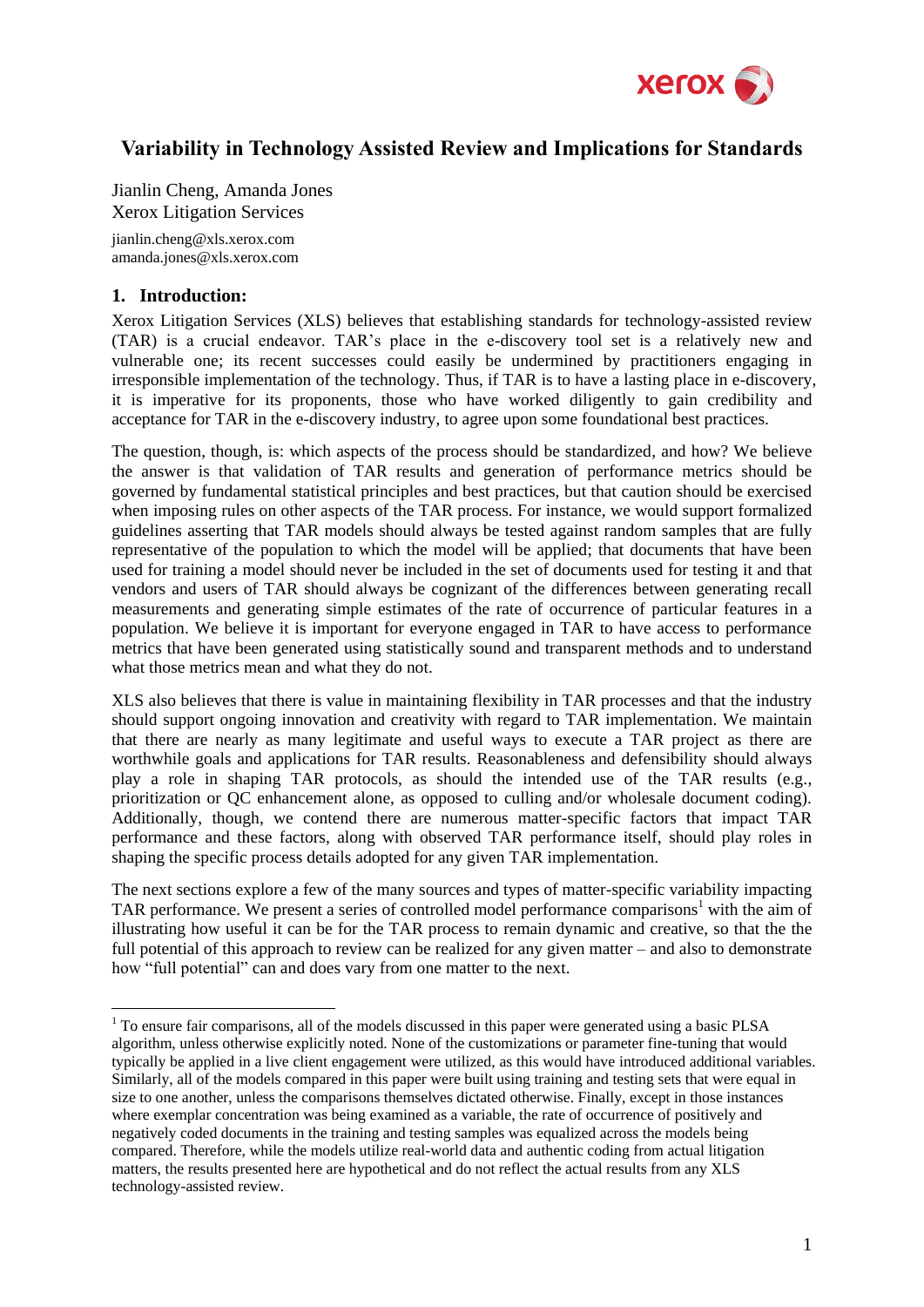# Variability in Technology Assisted Review and Implications for Standards

Jianlin Cheng, Amanda Jones
Xerox Litigation Services

jianlin.cheng@xls.xerox.com
amanda.jones@xls.xerox.com

## 1. Introduction:

Xerox Litigation Services (XLS) believes that establishing standards for technology-assisted review (TAR) is a crucial endeavor. TAR's place in the e-discovery tool set is a relatively new and vulnerable one; its recent successes could easily be undermined by practitioners engaging in irresponsible implementation of the technology. Thus, if TAR is to have a lasting place in e-discovery, it is imperative for its proponents, those who have worked diligently to gain credibility and acceptance for TAR in the e-discovery industry, to agree upon some foundational best practices.

The question, though, is: which aspects of the process should be standardized, and how? We believe the answer is that validation of TAR results and generation of performance metrics should be governed by fundamental statistical principles and best practices, but that caution should be exercised when imposing rules on other aspects of the TAR process. For instance, we would support formalized guidelines asserting that TAR models should always be tested against random samples that are fully representative of the population to which the model will be applied; that documents that have been used for training a model should never be included in the set of documents used for testing it and that vendors and users of TAR should always be cognizant of the differences between generating recall measurements and generating simple estimates of the rate of occurrence of particular features in a population. We believe it is important for everyone engaged in TAR to have access to performance metrics that have been generated using statistically sound and transparent methods and to understand what those metrics mean and what they do not.

XLS also believes that there is value in maintaining flexibility in TAR processes and that the industry should support ongoing innovation and creativity with regard to TAR implementation. We maintain that there are nearly as many legitimate and useful ways to execute a TAR project as there are worthwhile goals and applications for TAR results. Reasonableness and defensibility should always play a role in shaping TAR protocols, as should the intended use of the TAR results (e.g., prioritization or QC enhancement alone, as opposed to culling and/or wholesale document coding). Additionally, though, we contend there are numerous matter-specific factors that impact TAR performance and these factors, along with observed TAR performance itself, should play roles in shaping the specific process details adopted for any given TAR implementation.

The next sections explore a few of the many sources and types of matter-specific variability impacting TAR performance. We present a series of controlled model performance comparisons[1] with the aim of illustrating how useful it can be for the TAR process to remain dynamic and creative, so that the the full potential of this approach to review can be realized for any given matter – and also to demonstrate how "full potential" can and does vary from one matter to the next.

---

[1] To ensure fair comparisons, all of the models discussed in this paper were generated using a basic PLSA algorithm, unless otherwise explicitly noted. None of the customizations or parameter fine-tuning that would typically be applied in a live client engagement were utilized, as this would have introduced additional variables. Similarly, all of the models compared in this paper were built using training and testing sets that were equal in size to one another, unless the comparisons themselves dictated otherwise. Finally, except in those instances where exemplar concentration was being examined as a variable, the rate of occurrence of positively and negatively coded documents in the training and testing samples was equalized across the models being compared. Therefore, while the models utilize real-world data and authentic coding from actual litigation matters, the results presented here are hypothetical and do not reflect the actual results from any XLS technology-assisted review.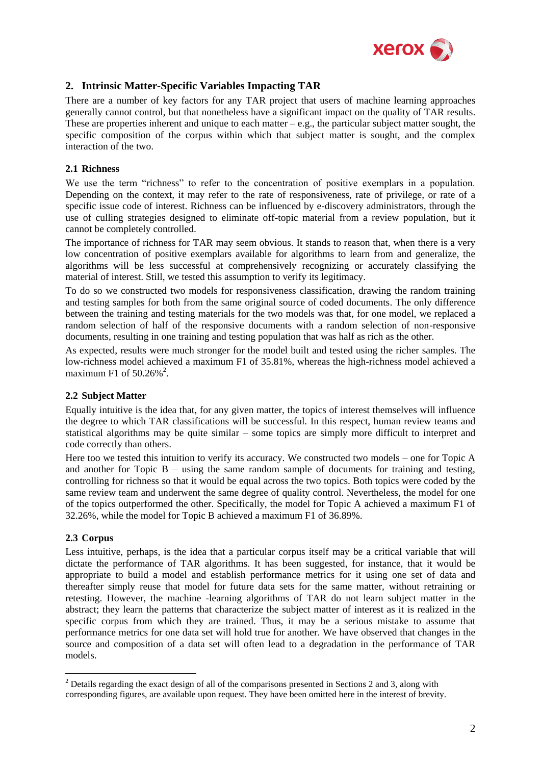## 2. Intrinsic Matter-Specific Variables Impacting TAR

There are a number of key factors for any TAR project that users of machine learning approaches generally cannot control, but that nonetheless have a significant impact on the quality of TAR results. These are properties inherent and unique to each matter – e.g., the particular subject matter sought, the specific composition of the corpus within which that subject matter is sought, and the complex interaction of the two.

### 2.1 Richness

We use the term "richness" to refer to the concentration of positive exemplars in a population. Depending on the context, it may refer to the rate of responsiveness, rate of privilege, or rate of a specific issue code of interest. Richness can be influenced by e-discovery administrators, through the use of culling strategies designed to eliminate off-topic material from a review population, but it cannot be completely controlled.

The importance of richness for TAR may seem obvious. It stands to reason that, when there is a very low concentration of positive exemplars available for algorithms to learn from and generalize, the algorithms will be less successful at comprehensively recognizing or accurately classifying the material of interest. Still, we tested this assumption to verify its legitimacy.

To do so we constructed two models for responsiveness classification, drawing the random training and testing samples for both from the same original source of coded documents. The only difference between the training and testing materials for the two models was that, for one model, we replaced a random selection of half of the responsive documents with a random selection of non-responsive documents, resulting in one training and testing population that was half as rich as the other.

As expected, results were much stronger for the model built and tested using the richer samples. The low-richness model achieved a maximum F1 of 35.81%, whereas the high-richness model achieved a maximum F1 of 50.26%[2].

### 2.2 Subject Matter

Equally intuitive is the idea that, for any given matter, the topics of interest themselves will influence the degree to which TAR classifications will be successful. In this respect, human review teams and statistical algorithms may be quite similar – some topics are simply more difficult to interpret and code correctly than others.

Here too we tested this intuition to verify its accuracy. We constructed two models – one for Topic A and another for Topic B – using the same random sample of documents for training and testing, controlling for richness so that it would be equal across the two topics. Both topics were coded by the same review team and underwent the same degree of quality control. Nevertheless, the model for one of the topics outperformed the other. Specifically, the model for Topic A achieved a maximum F1 of 32.26%, while the model for Topic B achieved a maximum F1 of 36.89%.

### 2.3 Corpus

Less intuitive, perhaps, is the idea that a particular corpus itself may be a critical variable that will dictate the performance of TAR algorithms. It has been suggested, for instance, that it would be appropriate to build a model and establish performance metrics for it using one set of data and thereafter simply reuse that model for future data sets for the same matter, without retraining or retesting. However, the machine -learning algorithms of TAR do not learn subject matter in the abstract; they learn the patterns that characterize the subject matter of interest as it is realized in the specific corpus from which they are trained. Thus, it may be a serious mistake to assume that performance metrics for one data set will hold true for another. We have observed that changes in the source and composition of a data set will often lead to a degradation in the performance of TAR models.

---

[2] Details regarding the exact design of all of the comparisons presented in Sections 2 and 3, along with corresponding figures, are available upon request. They have been omitted here in the interest of brevity.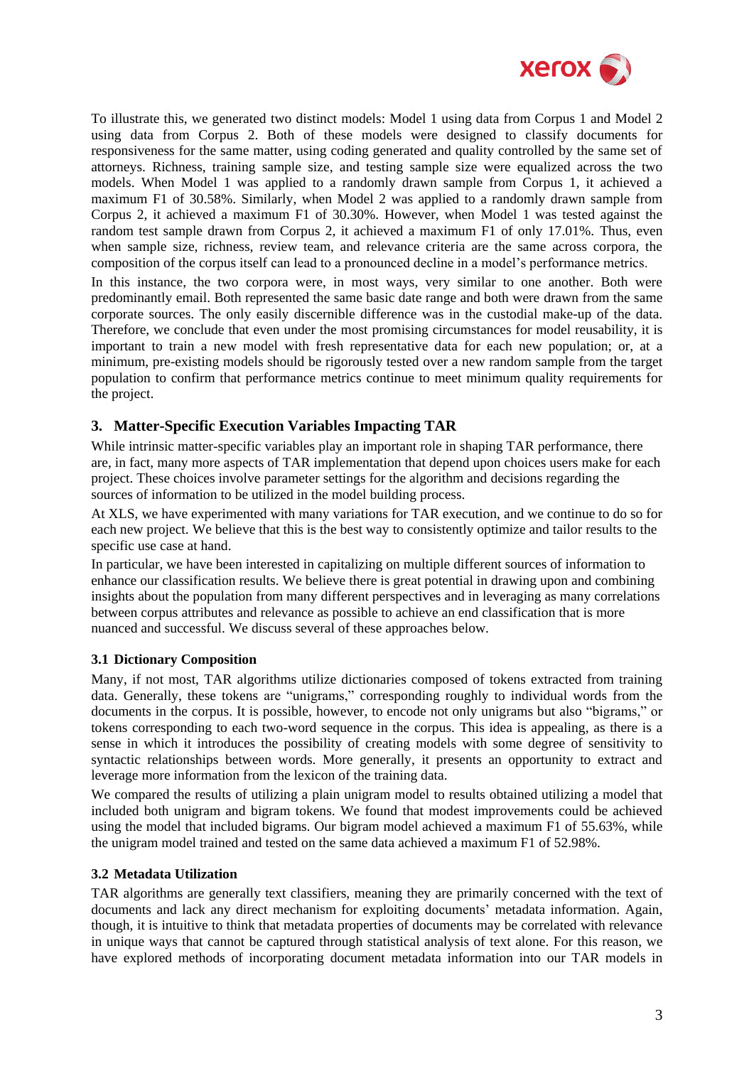To illustrate this, we generated two distinct models: Model 1 using data from Corpus 1 and Model 2 using data from Corpus 2. Both of these models were designed to classify documents for responsiveness for the same matter, using coding generated and quality controlled by the same set of attorneys. Richness, training sample size, and testing sample size were equalized across the two models. When Model 1 was applied to a randomly drawn sample from Corpus 1, it achieved a maximum F1 of 30.58%. Similarly, when Model 2 was applied to a randomly drawn sample from Corpus 2, it achieved a maximum F1 of 30.30%. However, when Model 1 was tested against the random test sample drawn from Corpus 2, it achieved a maximum F1 of only 17.01%. Thus, even when sample size, richness, review team, and relevance criteria are the same across corpora, the composition of the corpus itself can lead to a pronounced decline in a model's performance metrics.

In this instance, the two corpora were, in most ways, very similar to one another. Both were predominantly email. Both represented the same basic date range and both were drawn from the same corporate sources. The only easily discernible difference was in the custodial make-up of the data. Therefore, we conclude that even under the most promising circumstances for model reusability, it is important to train a new model with fresh representative data for each new population; or, at a minimum, pre-existing models should be rigorously tested over a new random sample from the target population to confirm that performance metrics continue to meet minimum quality requirements for the project.

## 3. Matter-Specific Execution Variables Impacting TAR

While intrinsic matter-specific variables play an important role in shaping TAR performance, there are, in fact, many more aspects of TAR implementation that depend upon choices users make for each project. These choices involve parameter settings for the algorithm and decisions regarding the sources of information to be utilized in the model building process.

At XLS, we have experimented with many variations for TAR execution, and we continue to do so for each new project. We believe that this is the best way to consistently optimize and tailor results to the specific use case at hand.

In particular, we have been interested in capitalizing on multiple different sources of information to enhance our classification results. We believe there is great potential in drawing upon and combining insights about the population from many different perspectives and in leveraging as many correlations between corpus attributes and relevance as possible to achieve an end classification that is more nuanced and successful. We discuss several of these approaches below.

### 3.1 Dictionary Composition

Many, if not most, TAR algorithms utilize dictionaries composed of tokens extracted from training data. Generally, these tokens are "unigrams," corresponding roughly to individual words from the documents in the corpus. It is possible, however, to encode not only unigrams but also "bigrams," or tokens corresponding to each two-word sequence in the corpus. This idea is appealing, as there is a sense in which it introduces the possibility of creating models with some degree of sensitivity to syntactic relationships between words. More generally, it presents an opportunity to extract and leverage more information from the lexicon of the training data.

We compared the results of utilizing a plain unigram model to results obtained utilizing a model that included both unigram and bigram tokens. We found that modest improvements could be achieved using the model that included bigrams. Our bigram model achieved a maximum F1 of 55.63%, while the unigram model trained and tested on the same data achieved a maximum F1 of 52.98%.

### 3.2 Metadata Utilization

TAR algorithms are generally text classifiers, meaning they are primarily concerned with the text of documents and lack any direct mechanism for exploiting documents' metadata information. Again, though, it is intuitive to think that metadata properties of documents may be correlated with relevance in unique ways that cannot be captured through statistical analysis of text alone. For this reason, we have explored methods of incorporating document metadata information into our TAR models in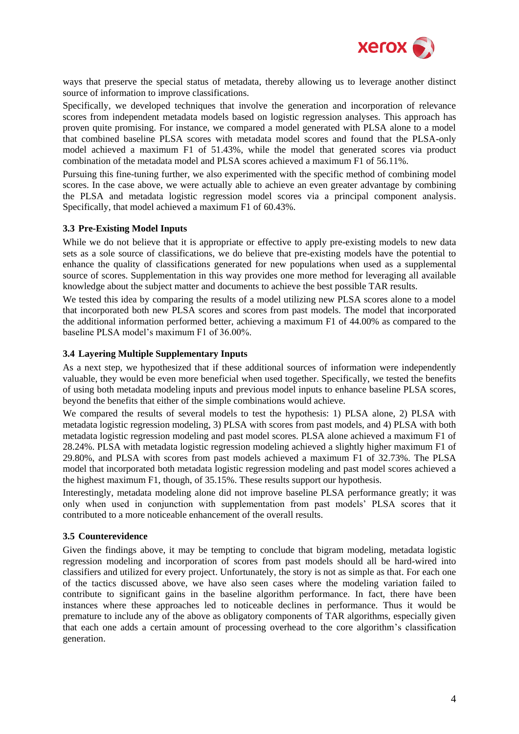ways that preserve the special status of metadata, thereby allowing us to leverage another distinct source of information to improve classifications.

Specifically, we developed techniques that involve the generation and incorporation of relevance scores from independent metadata models based on logistic regression analyses. This approach has proven quite promising. For instance, we compared a model generated with PLSA alone to a model that combined baseline PLSA scores with metadata model scores and found that the PLSA-only model achieved a maximum F1 of 51.43%, while the model that generated scores via product combination of the metadata model and PLSA scores achieved a maximum F1 of 56.11%.

Pursuing this fine-tuning further, we also experimented with the specific method of combining model scores. In the case above, we were actually able to achieve an even greater advantage by combining the PLSA and metadata logistic regression model scores via a principal component analysis. Specifically, that model achieved a maximum F1 of 60.43%.

### 3.3 Pre-Existing Model Inputs

While we do not believe that it is appropriate or effective to apply pre-existing models to new data sets as a sole source of classifications, we do believe that pre-existing models have the potential to enhance the quality of classifications generated for new populations when used as a supplemental source of scores. Supplementation in this way provides one more method for leveraging all available knowledge about the subject matter and documents to achieve the best possible TAR results.

We tested this idea by comparing the results of a model utilizing new PLSA scores alone to a model that incorporated both new PLSA scores and scores from past models. The model that incorporated the additional information performed better, achieving a maximum F1 of 44.00% as compared to the baseline PLSA model's maximum F1 of 36.00%.

### 3.4 Layering Multiple Supplementary Inputs

As a next step, we hypothesized that if these additional sources of information were independently valuable, they would be even more beneficial when used together. Specifically, we tested the benefits of using both metadata modeling inputs and previous model inputs to enhance baseline PLSA scores, beyond the benefits that either of the simple combinations would achieve.

We compared the results of several models to test the hypothesis: 1) PLSA alone, 2) PLSA with metadata logistic regression modeling, 3) PLSA with scores from past models, and 4) PLSA with both metadata logistic regression modeling and past model scores. PLSA alone achieved a maximum F1 of 28.24%. PLSA with metadata logistic regression modeling achieved a slightly higher maximum F1 of 29.80%, and PLSA with scores from past models achieved a maximum F1 of 32.73%. The PLSA model that incorporated both metadata logistic regression modeling and past model scores achieved a the highest maximum F1, though, of 35.15%. These results support our hypothesis.

Interestingly, metadata modeling alone did not improve baseline PLSA performance greatly; it was only when used in conjunction with supplementation from past models' PLSA scores that it contributed to a more noticeable enhancement of the overall results.

### 3.5 Counterevidence

Given the findings above, it may be tempting to conclude that bigram modeling, metadata logistic regression modeling and incorporation of scores from past models should all be hard-wired into classifiers and utilized for every project. Unfortunately, the story is not as simple as that. For each one of the tactics discussed above, we have also seen cases where the modeling variation failed to contribute to significant gains in the baseline algorithm performance. In fact, there have been instances where these approaches led to noticeable declines in performance. Thus it would be premature to include any of the above as obligatory components of TAR algorithms, especially given that each one adds a certain amount of processing overhead to the core algorithm's classification generation.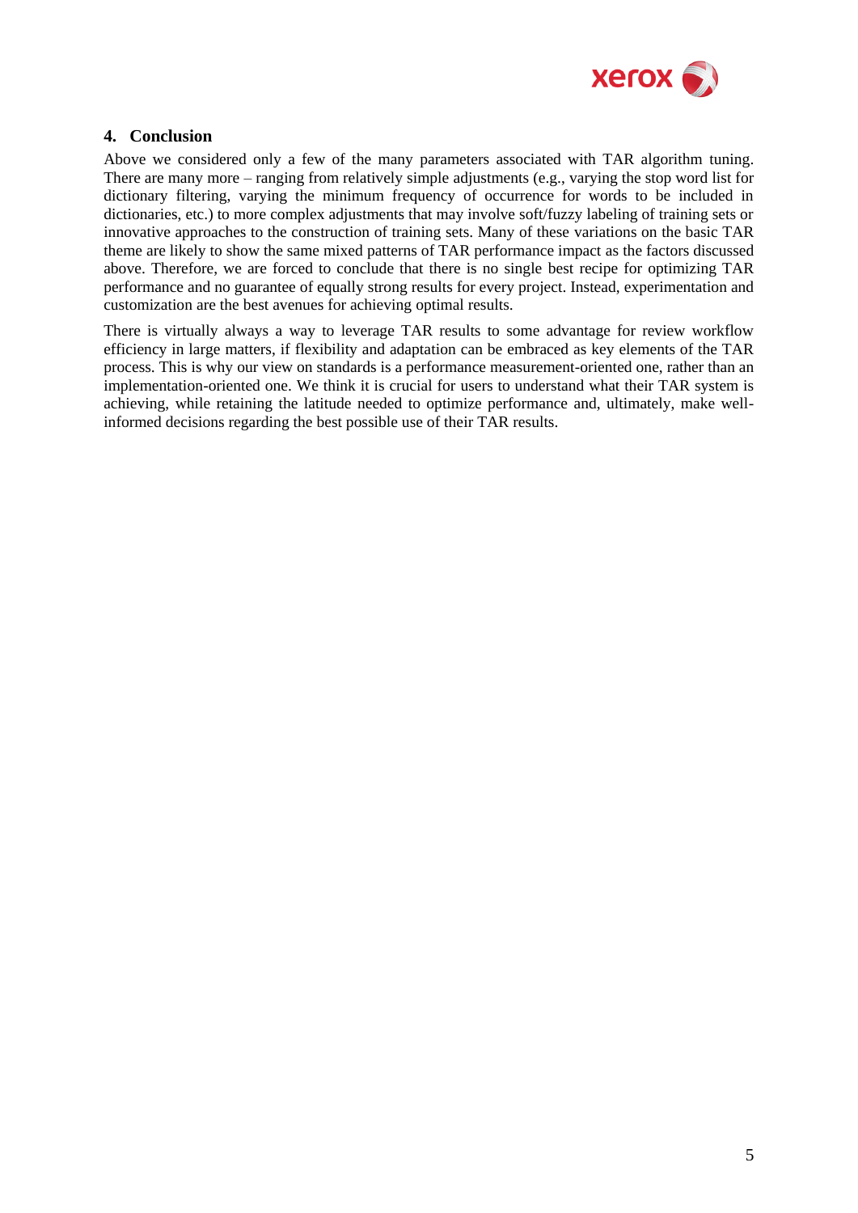## 4. Conclusion

Above we considered only a few of the many parameters associated with TAR algorithm tuning. There are many more – ranging from relatively simple adjustments (e.g., varying the stop word list for dictionary filtering, varying the minimum frequency of occurrence for words to be included in dictionaries, etc.) to more complex adjustments that may involve soft/fuzzy labeling of training sets or innovative approaches to the construction of training sets. Many of these variations on the basic TAR theme are likely to show the same mixed patterns of TAR performance impact as the factors discussed above. Therefore, we are forced to conclude that there is no single best recipe for optimizing TAR performance and no guarantee of equally strong results for every project. Instead, experimentation and customization are the best avenues for achieving optimal results.

There is virtually always a way to leverage TAR results to some advantage for review workflow efficiency in large matters, if flexibility and adaptation can be embraced as key elements of the TAR process. This is why our view on standards is a performance measurement-oriented one, rather than an implementation-oriented one. We think it is crucial for users to understand what their TAR system is achieving, while retaining the latitude needed to optimize performance and, ultimately, make well-informed decisions regarding the best possible use of their TAR results.